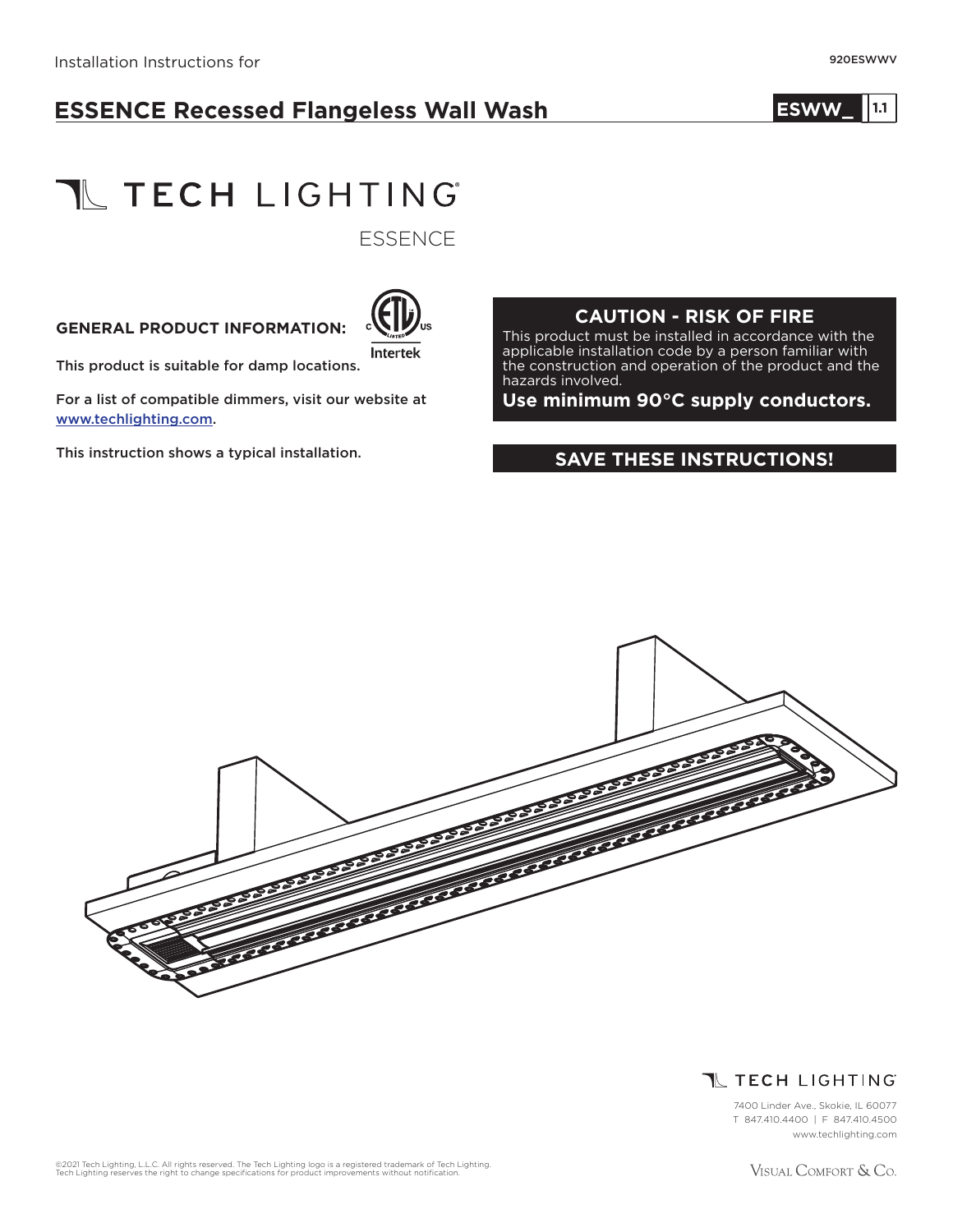Installation Instructions for

920ESWWV

# ESSENCE Recessed Flangeless Wall Wash

ESWW_ 1.1

TECH LIGHTING®

ESSENCE

**GENERAL PRODUCT INFORMATION:**

This product is suitable for damp locations.

For a list of compatible dimmers, visit our website at www.techlighting.com.

This instruction shows a typical installation.

## CAUTION - RISK OF FIRE

This product must be installed in accordance with the applicable installation code by a person familiar with the construction and operation of the product and the hazards involved.

**Use minimum 90°C supply conductors.**

## SAVE THESE INSTRUCTIONS!

TECH LIGHTING®

7400 Linder Ave., Skokie, IL 60077
T 847.410.4400 | F 847.410.4500
www.techlighting.com

©2021 Tech Lighting, L.L.C. All rights reserved. The Tech Lighting logo is a registered trademark of Tech Lighting.
Tech Lighting reserves the right to change specifications for product improvements without notification.

Visual Comfort & Co.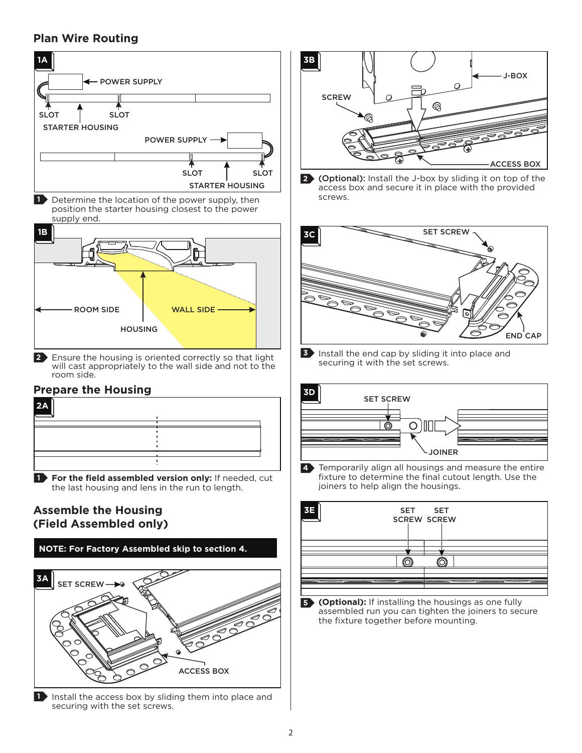## Plan Wire Routing

1A

POWER SUPPLY

SLOT SLOT

STARTER HOUSING

POWER SUPPLY

SLOT SLOT

STARTER HOUSING

1 Determine the location of the power supply, then position the starter housing closest to the power supply end.

1B

ROOM SIDE WALL SIDE

HOUSING

2 Ensure the housing is oriented correctly so that light will cast appropriately to the wall side and not to the room side.

## Prepare the Housing

2A

1 **For the field assembled version only:** If needed, cut the last housing and lens in the run to length.

## Assemble the Housing (Field Assembled only)

**NOTE: For Factory Assembled skip to section 4.**

3A

SET SCREW

ACCESS BOX

1 Install the access box by sliding them into place and securing with the set screws.

3B

SCREW

J-BOX

ACCESS BOX

2 **(Optional):** Install the J-box by sliding it on top of the access box and secure it in place with the provided screws.

3C

SET SCREW

END CAP

3 Install the end cap by sliding it into place and securing it with the set screws.

3D

SET SCREW

JOINER

4 Temporarily align all housings and measure the entire fixture to determine the final cutout length. Use the joiners to help align the housings.

3E

SET SCREW SET SCREW

5 **(Optional):** If installing the housings as one fully assembled run you can tighten the joiners to secure the fixture together before mounting.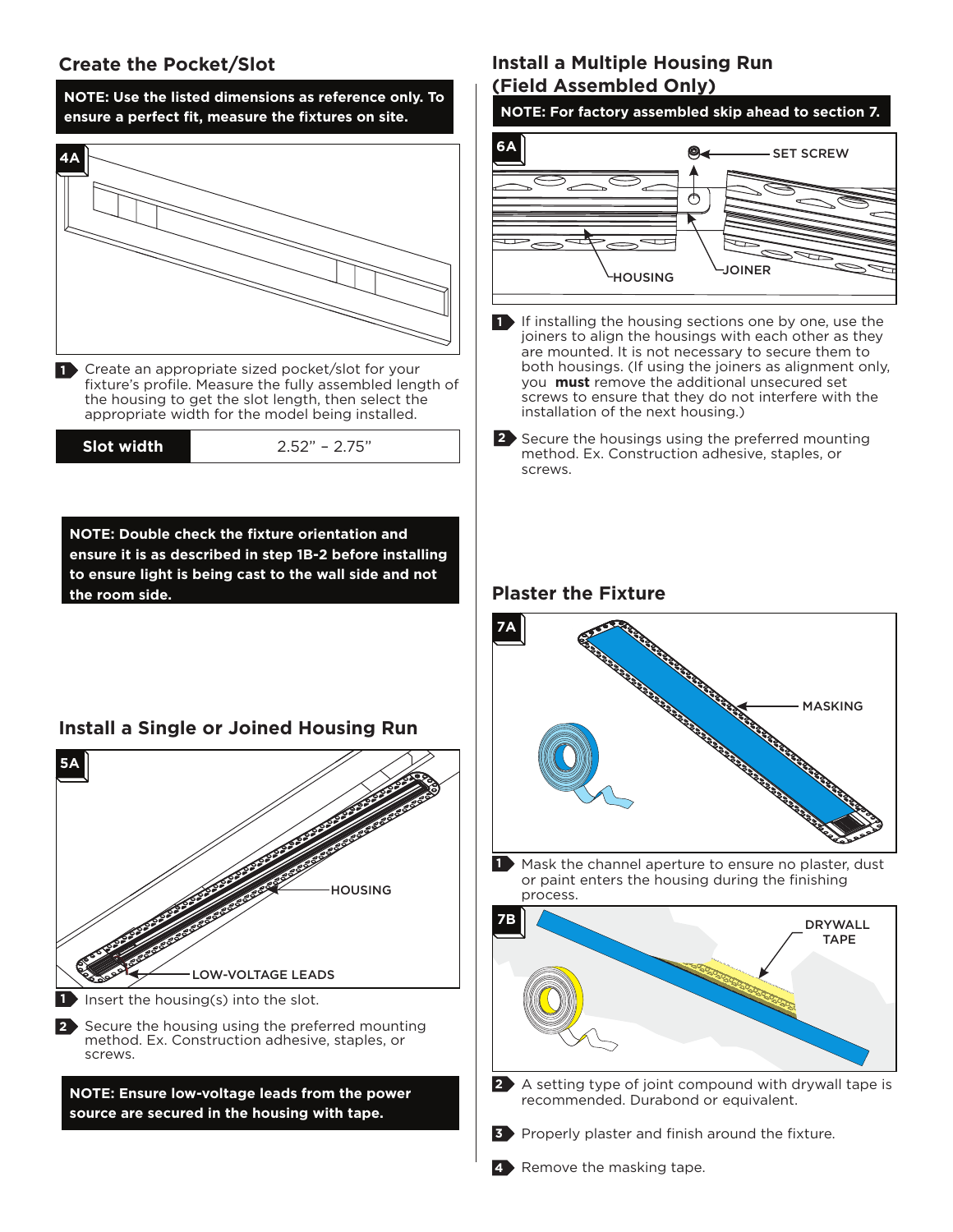## Create the Pocket/Slot

**NOTE: Use the listed dimensions as reference only. To ensure a perfect fit, measure the fixtures on site.**

4A

1. Create an appropriate sized pocket/slot for your fixture's profile. Measure the fully assembled length of the housing to get the slot length, then select the appropriate width for the model being installed.

| Slot width | 2.52" – 2.75" |
|---|---|

**NOTE: Double check the fixture orientation and ensure it is as described in step 1B-2 before installing to ensure light is being cast to the wall side and not the room side.**

## Install a Single or Joined Housing Run

5A

HOUSING

LOW-VOLTAGE LEADS

1. Insert the housing(s) into the slot.
2. Secure the housing using the preferred mounting method. Ex. Construction adhesive, staples, or screws.

**NOTE: Ensure low-voltage leads from the power source are secured in the housing with tape.**

## Install a Multiple Housing Run (Field Assembled Only)

**NOTE: For factory assembled skip ahead to section 7.**

6A

SET SCREW

HOUSING

JOINER

1. If installing the housing sections one by one, use the joiners to align the housings with each other as they are mounted. It is not necessary to secure them to both housings. (If using the joiners as alignment only, you **must** remove the additional unsecured set screws to ensure that they do not interfere with the installation of the next housing.)
2. Secure the housings using the preferred mounting method. Ex. Construction adhesive, staples, or screws.

## Plaster the Fixture

7A

MASKING

1. Mask the channel aperture to ensure no plaster, dust or paint enters the housing during the finishing process.

7B

DRYWALL TAPE

2. A setting type of joint compound with drywall tape is recommended. Durabond or equivalent.
3. Properly plaster and finish around the fixture.
4. Remove the masking tape.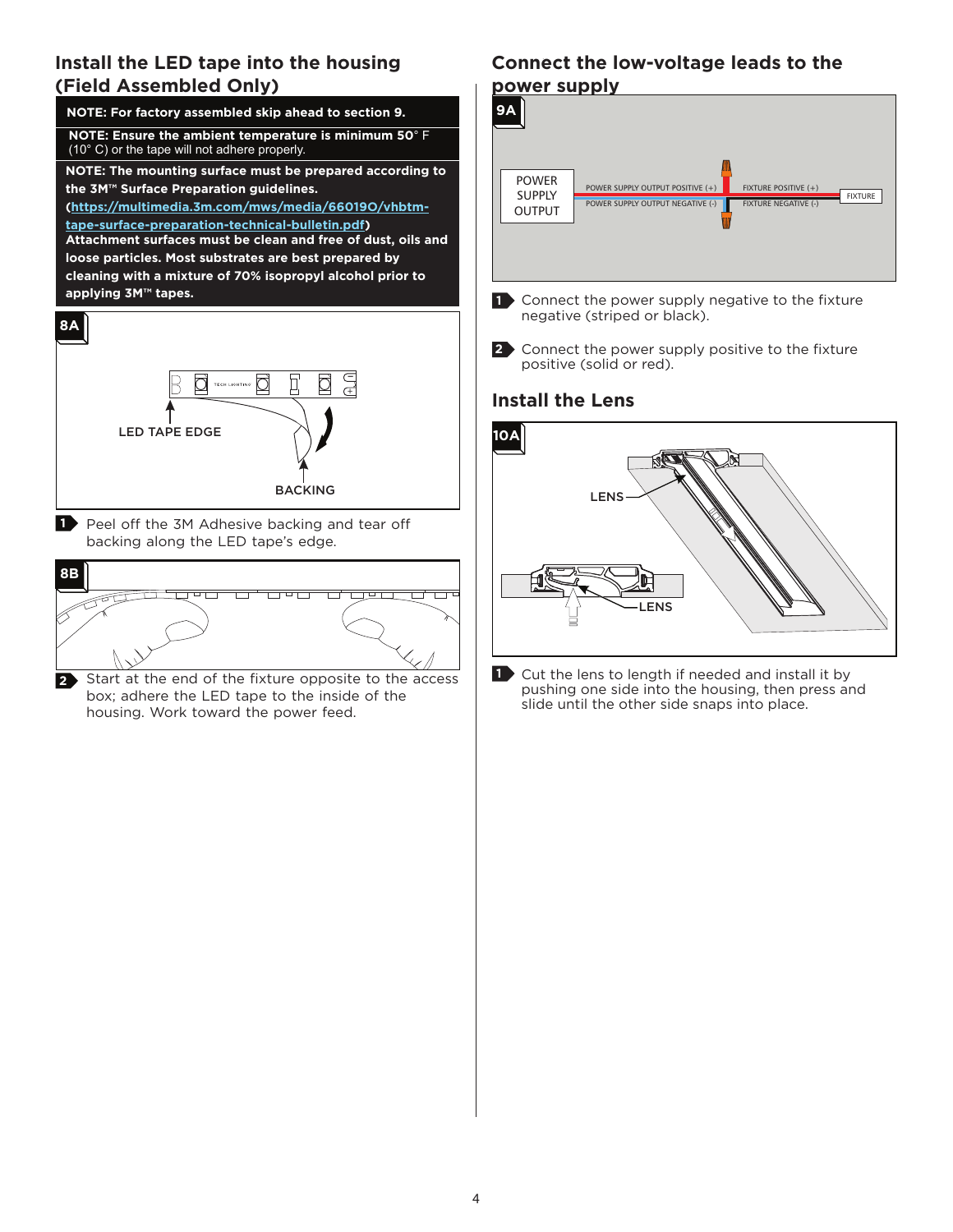## Install the LED tape into the housing (Field Assembled Only)

**NOTE: For factory assembled skip ahead to section 9.**

**NOTE: Ensure the ambient temperature is minimum 50°** F (10° C) or the tape will not adhere properly.

**NOTE: The mounting surface must be prepared according to the 3M™ Surface Preparation guidelines. (https://multimedia.3m.com/mws/media/66019O/vhbtm-tape-surface-preparation-technical-bulletin.pdf) Attachment surfaces must be clean and free of dust, oils and loose particles. Most substrates are best prepared by cleaning with a mixture of 70% isopropyl alcohol prior to applying 3M™ tapes.**

**8A**

TECH LIGHTING

LED TAPE EDGE

BACKING

1. Peel off the 3M Adhesive backing and tear off backing along the LED tape's edge.

**8B**

2. Start at the end of the fixture opposite to the access box; adhere the LED tape to the inside of the housing. Work toward the power feed.

## Connect the low-voltage leads to the power supply

**9A**

POWER SUPPLY OUTPUT

POWER SUPPLY OUTPUT POSITIVE (+)

POWER SUPPLY OUTPUT NEGATIVE (-)

FIXTURE POSITIVE (+)

FIXTURE NEGATIVE (-)

FIXTURE

1. Connect the power supply negative to the fixture negative (striped or black).
2. Connect the power supply positive to the fixture positive (solid or red).

## Install the Lens

**10A**

LENS

LENS

1. Cut the lens to length if needed and install it by pushing one side into the housing, then press and slide until the other side snaps into place.